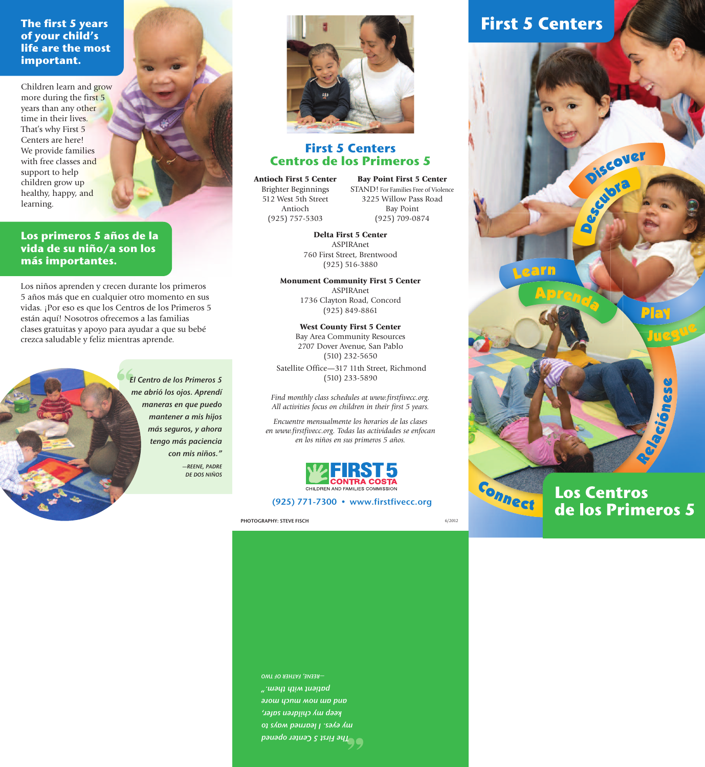## The first 5 years of your child's life are the most important.

Children learn and grow more during the first 5 years than any other time in their lives. That's why First 5 Centers are here! We provide families with free classes and support to help children grow up healthy, happy, and learning.

## Los primeros 5 años de la vida de su niño/a son los más importantes.

Los niños aprenden y crecen durante los primeros 5 años más que en cualquier otro momento en sus vidas. ¡Por eso es que los Centros de los Primeros 5 están aquí! Nosotros ofrecemos a las familias clases gratuitas y apoyo para ayudar a que su bebé crezca saludable y feliz mientras aprende.

> *"El Centro de los Primeros 5 me abrió los ojos. Aprendí maneras en que puedo mantener a mis hijos más seguros, y ahora tengo más paciencia con mis niños."*
>
> —REENE, PADRE DE DOS NIÑOS

## First 5 Centers
## Centros de los Primeros 5

**Antioch First 5 Center**
Brighter Beginnings
512 West 5th Street
Antioch
(925) 757-5303

**Bay Point First 5 Center**
STAND! For Families Free of Violence
3225 Willow Pass Road
Bay Point
(925) 709-0874

**Delta First 5 Center**
ASPIRAnet
760 First Street, Brentwood
(925) 516-3880

**Monument Community First 5 Center**
ASPIRAnet
1736 Clayton Road, Concord
(925) 849-8861

**West County First 5 Center**
Bay Area Community Resources
2707 Dover Avenue, San Pablo
(510) 232-5650

Satellite Office—317 11th Street, Richmond
(510) 233-5890

*Find monthly class schedules at www.firstfivecc.org. All activities focus on children in their first 5 years.*

*Encuentre mensualmente los horarios de las clases en www.firstfivecc.org. Todas las actividades se enfocan en los niños en sus primeros 5 años.*

FIRST 5 CONTRA COSTA
CHILDREN AND FAMILIES COMMISSION

(925) 771-7300 • www.firstfivecc.org

PHOTOGRAPHY: STEVE FISCH

6/2012

> *"The First 5 Center opened my eyes. I learned ways to keep my children safer, and am now much more patient with them."*
>
> —REENE, FATHER OF TWO

# First 5 Centers

Discover / Descubra
Learn / Aprenda
Play / Juegue
Connect / Relaciónese

# Los Centros de los Primeros 5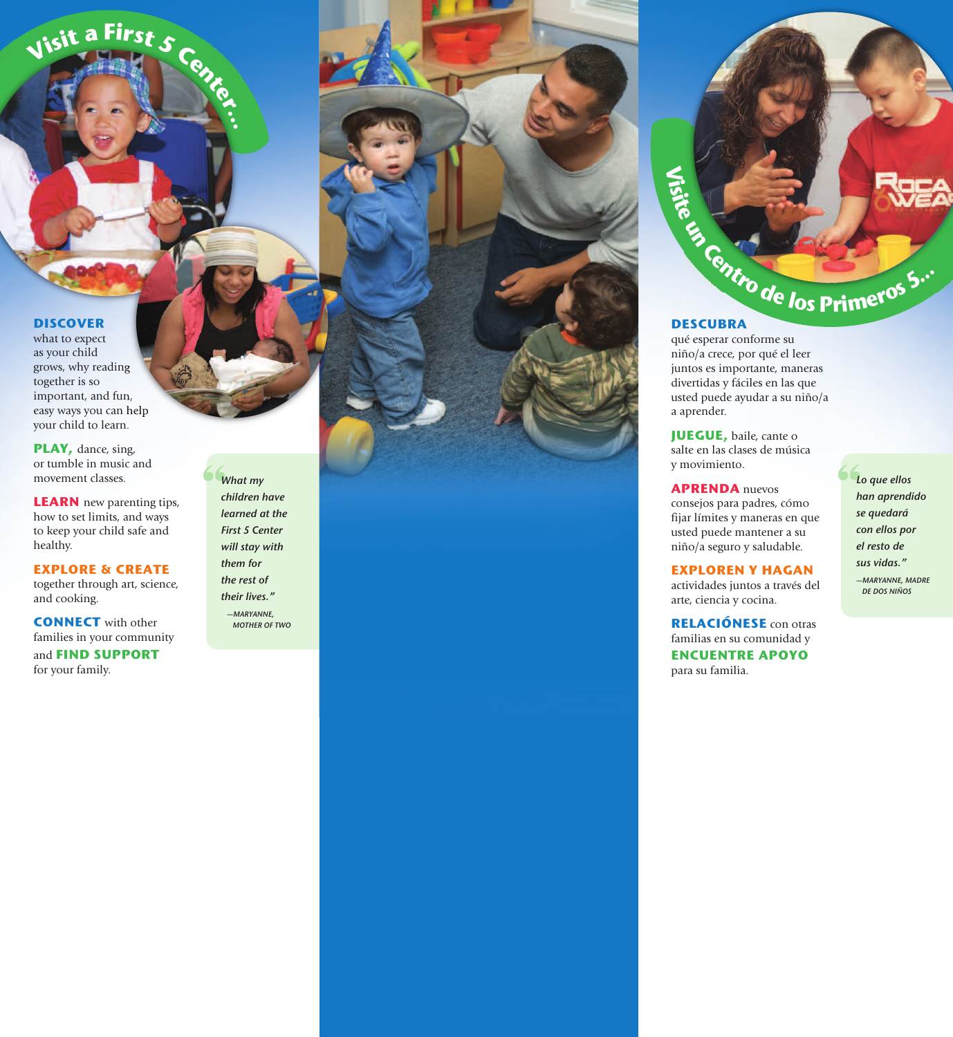## Visit a First 5 Center...

**DISCOVER** what to expect as your child grows, why reading together is so important, and fun, easy ways you can help your child to learn.

**PLAY,** dance, sing, or tumble in music and movement classes.

**LEARN** new parenting tips, how to set limits, and ways to keep your child safe and healthy.

**EXPLORE & CREATE** together through art, science, and cooking.

**CONNECT** with other families in your community and **FIND SUPPORT** for your family.

> *"What my children have learned at the First 5 Center will stay with them for the rest of their lives."*
>
> —MARYANNE, MOTHER OF TWO

## Visite un Centro de los Primeros 5...

**DESCUBRA** qué esperar conforme su niño/a crece, por qué el leer juntos es importante, maneras divertidas y fáciles en las que usted puede ayudar a su niño/a a aprender.

**JUEGUE,** baile, cante o salte en las clases de música y movimiento.

**APRENDA** nuevos consejos para padres, cómo fijar límites y maneras en que usted puede mantener a su niño/a seguro y saludable.

**EXPLOREN Y HAGAN** actividades juntos a través del arte, ciencia y cocina.

**RELACIÓNESE** con otras familias en su comunidad y **ENCUENTRE APOYO** para su familia.

> *"Lo que ellos han aprendido se quedará con ellos por el resto de sus vidas."*
>
> —MARYANNE, MADRE DE DOS NIÑOS